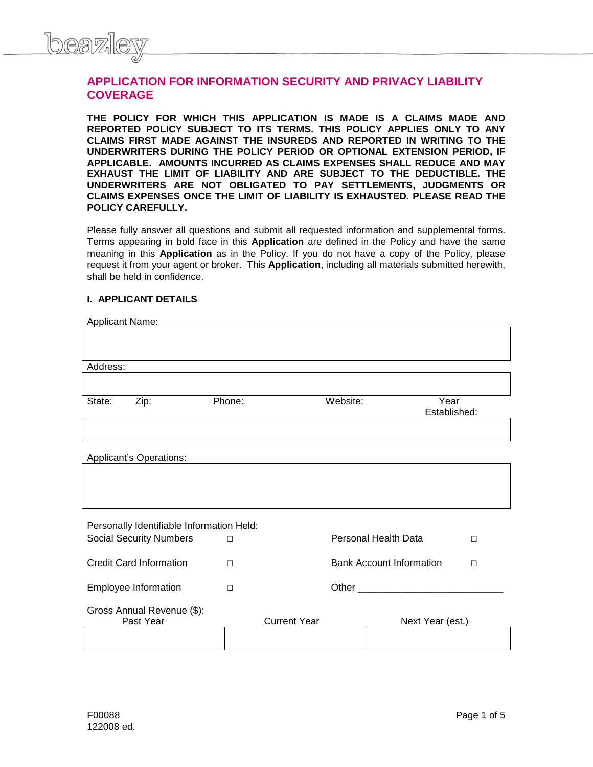beazley

# APPLICATION FOR INFORMATION SECURITY AND PRIVACY LIABILITY COVERAGE

**THE POLICY FOR WHICH THIS APPLICATION IS MADE IS A CLAIMS MADE AND REPORTED POLICY SUBJECT TO ITS TERMS. THIS POLICY APPLIES ONLY TO ANY CLAIMS FIRST MADE AGAINST THE INSUREDS AND REPORTED IN WRITING TO THE UNDERWRITERS DURING THE POLICY PERIOD OR OPTIONAL EXTENSION PERIOD, IF APPLICABLE. AMOUNTS INCURRED AS CLAIMS EXPENSES SHALL REDUCE AND MAY EXHAUST THE LIMIT OF LIABILITY AND ARE SUBJECT TO THE DEDUCTIBLE. THE UNDERWRITERS ARE NOT OBLIGATED TO PAY SETTLEMENTS, JUDGMENTS OR CLAIMS EXPENSES ONCE THE LIMIT OF LIABILITY IS EXHAUSTED. PLEASE READ THE POLICY CAREFULLY.**

Please fully answer all questions and submit all requested information and supplemental forms. Terms appearing in bold face in this **Application** are defined in the Policy and have the same meaning in this **Application** as in the Policy. If you do not have a copy of the Policy, please request it from your agent or broker. This **Application**, including all materials submitted herewith, shall be held in confidence.

## I. APPLICANT DETAILS

Applicant Name:

| |
|---|
| |

Address:

| |
|---|
| |

| State: | Zip: | Phone: | Website: | Year Established: |
|---|---|---|---|---|
| | | | | |

Applicant's Operations:

| |
|---|
| |

Personally Identifiable Information Held:

| | | | |
|---|---|---|---|
| Social Security Numbers | ☐ | Personal Health Data | ☐ |
| Credit Card Information | ☐ | Bank Account Information | ☐ |
| Employee Information | ☐ | Other ___________________________ | |

Gross Annual Revenue ($):

| Past Year | Current Year | Next Year (est.) |
|---|---|---|
| | | |

F00088
122008 ed.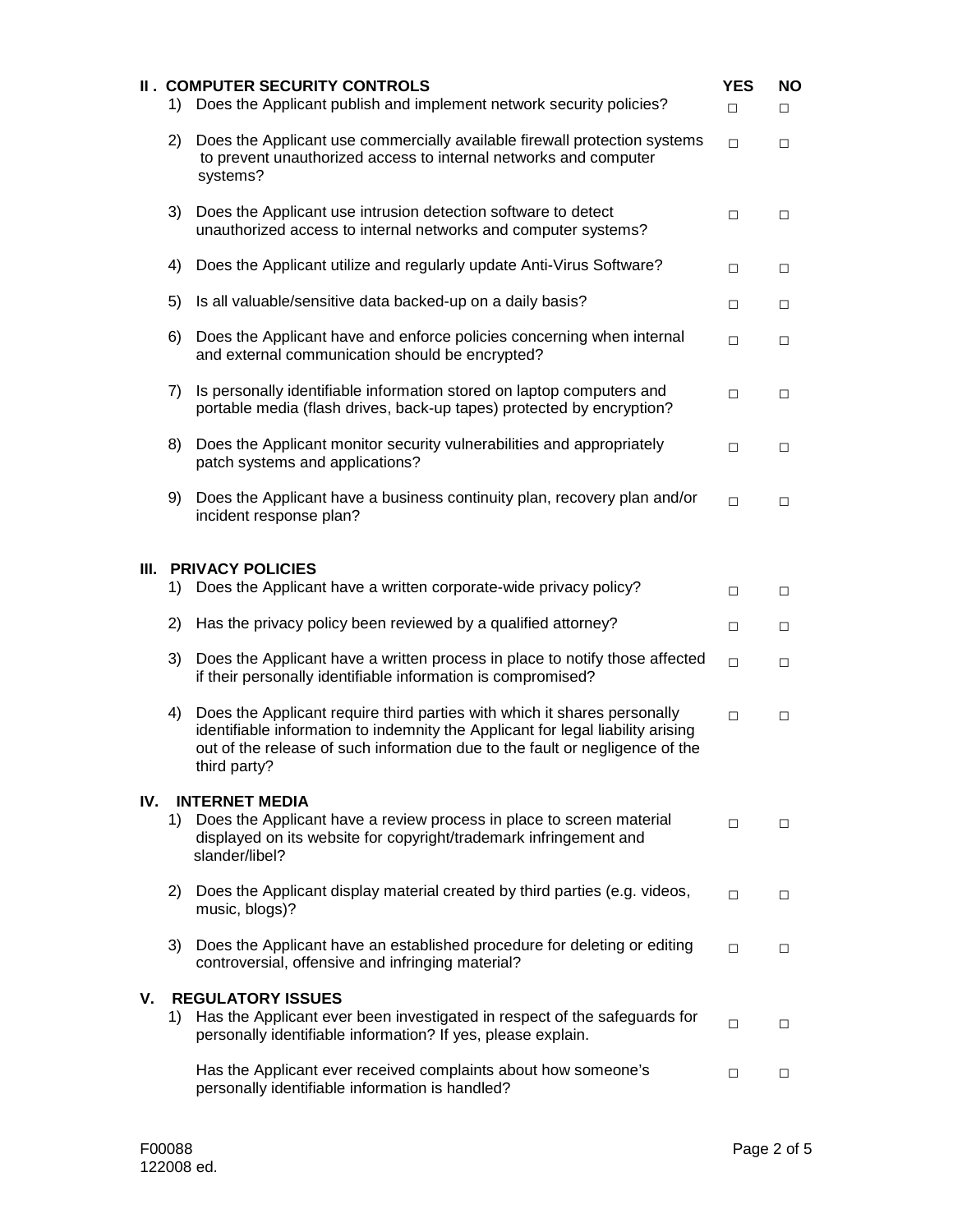| **II . COMPUTER SECURITY CONTROLS** | **YES** | **NO** |
|---|---|---|
| 1) Does the Applicant publish and implement network security policies? | □ | □ |
| 2) Does the Applicant use commercially available firewall protection systems to prevent unauthorized access to internal networks and computer systems? | □ | □ |
| 3) Does the Applicant use intrusion detection software to detect unauthorized access to internal networks and computer systems? | □ | □ |
| 4) Does the Applicant utilize and regularly update Anti-Virus Software? | □ | □ |
| 5) Is all valuable/sensitive data backed-up on a daily basis? | □ | □ |
| 6) Does the Applicant have and enforce policies concerning when internal and external communication should be encrypted? | □ | □ |
| 7) Is personally identifiable information stored on laptop computers and portable media (flash drives, back-up tapes) protected by encryption? | □ | □ |
| 8) Does the Applicant monitor security vulnerabilities and appropriately patch systems and applications? | □ | □ |
| 9) Does the Applicant have a business continuity plan, recovery plan and/or incident response plan? | □ | □ |
| **III. PRIVACY POLICIES** | | |
| 1) Does the Applicant have a written corporate-wide privacy policy? | □ | □ |
| 2) Has the privacy policy been reviewed by a qualified attorney? | □ | □ |
| 3) Does the Applicant have a written process in place to notify those affected if their personally identifiable information is compromised? | □ | □ |
| 4) Does the Applicant require third parties with which it shares personally identifiable information to indemnity the Applicant for legal liability arising out of the release of such information due to the fault or negligence of the third party? | □ | □ |
| **IV. INTERNET MEDIA** | | |
| 1) Does the Applicant have a review process in place to screen material displayed on its website for copyright/trademark infringement and slander/libel? | □ | □ |
| 2) Does the Applicant display material created by third parties (e.g. videos, music, blogs)? | □ | □ |
| 3) Does the Applicant have an established procedure for deleting or editing controversial, offensive and infringing material? | □ | □ |
| **V. REGULATORY ISSUES** | | |
| 1) Has the Applicant ever been investigated in respect of the safeguards for personally identifiable information? If yes, please explain. | □ | □ |
| Has the Applicant ever received complaints about how someone's personally identifiable information is handled? | □ | □ |

F00088
122008 ed.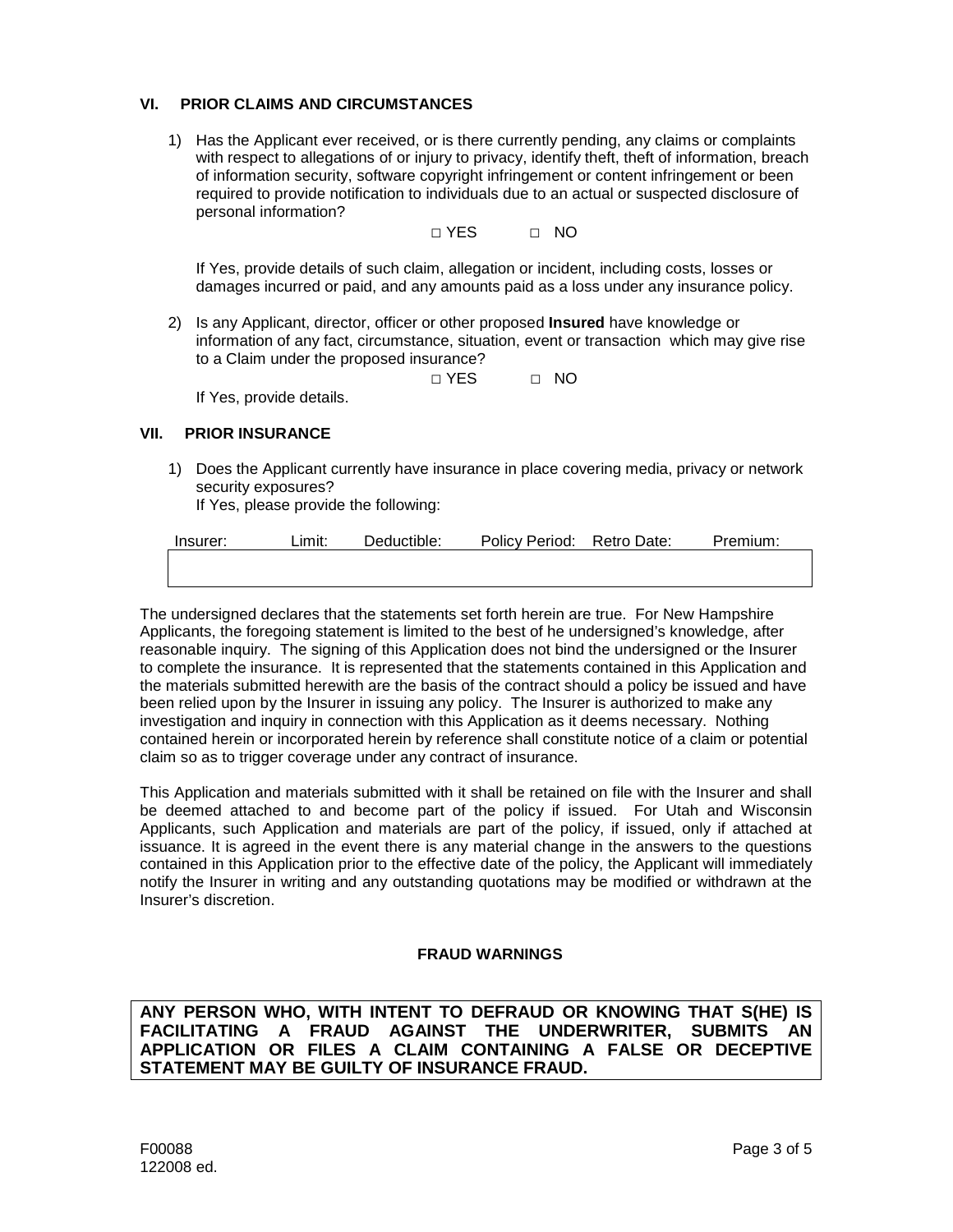## VI. PRIOR CLAIMS AND CIRCUMSTANCES

1) Has the Applicant ever received, or is there currently pending, any claims or complaints with respect to allegations of or injury to privacy, identify theft, theft of information, breach of information security, software copyright infringement or content infringement or been required to provide notification to individuals due to an actual or suspected disclosure of personal information?

   □ YES □ NO

   If Yes, provide details of such claim, allegation or incident, including costs, losses or damages incurred or paid, and any amounts paid as a loss under any insurance policy.

2) Is any Applicant, director, officer or other proposed **Insured** have knowledge or information of any fact, circumstance, situation, event or transaction which may give rise to a Claim under the proposed insurance?

   □ YES □ NO

   If Yes, provide details.

## VII. PRIOR INSURANCE

1) Does the Applicant currently have insurance in place covering media, privacy or network security exposures?
   If Yes, please provide the following:

| Insurer: | Limit: | Deductible: | Policy Period: | Retro Date: | Premium: |
|---|---|---|---|---|---|
| | | | | | |

The undersigned declares that the statements set forth herein are true. For New Hampshire Applicants, the foregoing statement is limited to the best of he undersigned's knowledge, after reasonable inquiry. The signing of this Application does not bind the undersigned or the Insurer to complete the insurance. It is represented that the statements contained in this Application and the materials submitted herewith are the basis of the contract should a policy be issued and have been relied upon by the Insurer in issuing any policy. The Insurer is authorized to make any investigation and inquiry in connection with this Application as it deems necessary. Nothing contained herein or incorporated herein by reference shall constitute notice of a claim or potential claim so as to trigger coverage under any contract of insurance.

This Application and materials submitted with it shall be retained on file with the Insurer and shall be deemed attached to and become part of the policy if issued. For Utah and Wisconsin Applicants, such Application and materials are part of the policy, if issued, only if attached at issuance. It is agreed in the event there is any material change in the answers to the questions contained in this Application prior to the effective date of the policy, the Applicant will immediately notify the Insurer in writing and any outstanding quotations may be modified or withdrawn at the Insurer's discretion.

### FRAUD WARNINGS

**ANY PERSON WHO, WITH INTENT TO DEFRAUD OR KNOWING THAT S(HE) IS FACILITATING A FRAUD AGAINST THE UNDERWRITER, SUBMITS AN APPLICATION OR FILES A CLAIM CONTAINING A FALSE OR DECEPTIVE STATEMENT MAY BE GUILTY OF INSURANCE FRAUD.**

F00088
122008 ed.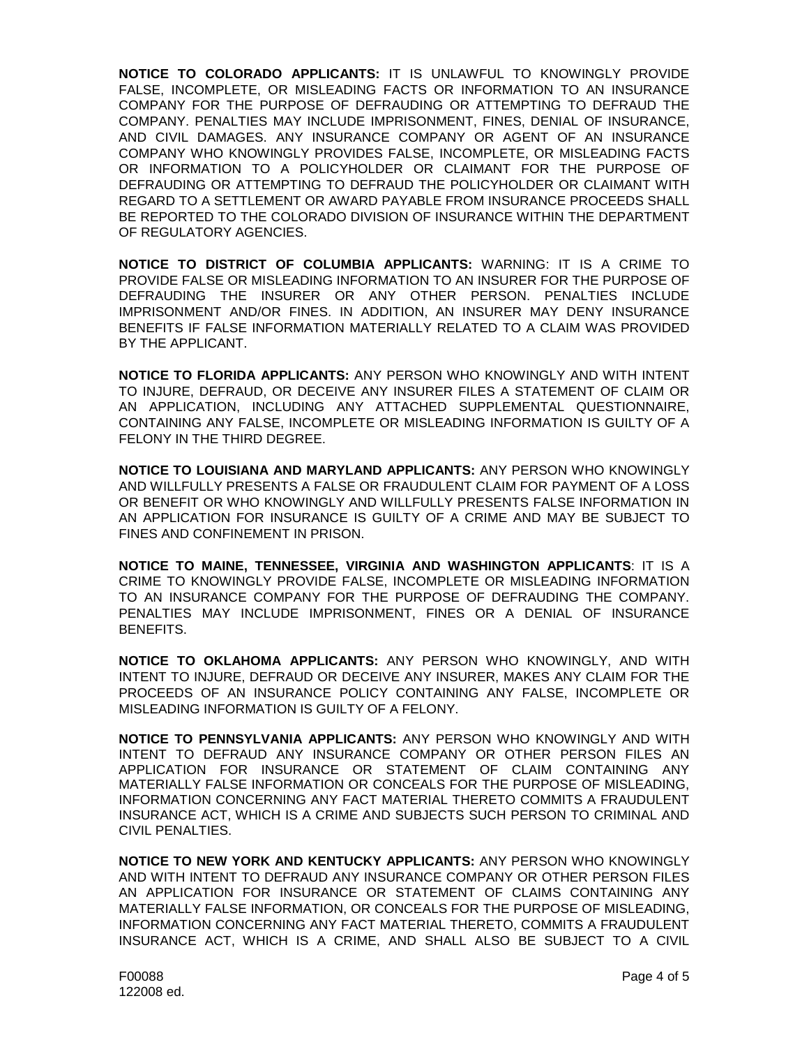**NOTICE TO COLORADO APPLICANTS:** IT IS UNLAWFUL TO KNOWINGLY PROVIDE FALSE, INCOMPLETE, OR MISLEADING FACTS OR INFORMATION TO AN INSURANCE COMPANY FOR THE PURPOSE OF DEFRAUDING OR ATTEMPTING TO DEFRAUD THE COMPANY. PENALTIES MAY INCLUDE IMPRISONMENT, FINES, DENIAL OF INSURANCE, AND CIVIL DAMAGES. ANY INSURANCE COMPANY OR AGENT OF AN INSURANCE COMPANY WHO KNOWINGLY PROVIDES FALSE, INCOMPLETE, OR MISLEADING FACTS OR INFORMATION TO A POLICYHOLDER OR CLAIMANT FOR THE PURPOSE OF DEFRAUDING OR ATTEMPTING TO DEFRAUD THE POLICYHOLDER OR CLAIMANT WITH REGARD TO A SETTLEMENT OR AWARD PAYABLE FROM INSURANCE PROCEEDS SHALL BE REPORTED TO THE COLORADO DIVISION OF INSURANCE WITHIN THE DEPARTMENT OF REGULATORY AGENCIES.

**NOTICE TO DISTRICT OF COLUMBIA APPLICANTS:** WARNING: IT IS A CRIME TO PROVIDE FALSE OR MISLEADING INFORMATION TO AN INSURER FOR THE PURPOSE OF DEFRAUDING THE INSURER OR ANY OTHER PERSON. PENALTIES INCLUDE IMPRISONMENT AND/OR FINES. IN ADDITION, AN INSURER MAY DENY INSURANCE BENEFITS IF FALSE INFORMATION MATERIALLY RELATED TO A CLAIM WAS PROVIDED BY THE APPLICANT.

**NOTICE TO FLORIDA APPLICANTS:** ANY PERSON WHO KNOWINGLY AND WITH INTENT TO INJURE, DEFRAUD, OR DECEIVE ANY INSURER FILES A STATEMENT OF CLAIM OR AN APPLICATION, INCLUDING ANY ATTACHED SUPPLEMENTAL QUESTIONNAIRE, CONTAINING ANY FALSE, INCOMPLETE OR MISLEADING INFORMATION IS GUILTY OF A FELONY IN THE THIRD DEGREE.

**NOTICE TO LOUISIANA AND MARYLAND APPLICANTS:** ANY PERSON WHO KNOWINGLY AND WILLFULLY PRESENTS A FALSE OR FRAUDULENT CLAIM FOR PAYMENT OF A LOSS OR BENEFIT OR WHO KNOWINGLY AND WILLFULLY PRESENTS FALSE INFORMATION IN AN APPLICATION FOR INSURANCE IS GUILTY OF A CRIME AND MAY BE SUBJECT TO FINES AND CONFINEMENT IN PRISON.

**NOTICE TO MAINE, TENNESSEE, VIRGINIA AND WASHINGTON APPLICANTS**: IT IS A CRIME TO KNOWINGLY PROVIDE FALSE, INCOMPLETE OR MISLEADING INFORMATION TO AN INSURANCE COMPANY FOR THE PURPOSE OF DEFRAUDING THE COMPANY. PENALTIES MAY INCLUDE IMPRISONMENT, FINES OR A DENIAL OF INSURANCE BENEFITS.

**NOTICE TO OKLAHOMA APPLICANTS:** ANY PERSON WHO KNOWINGLY, AND WITH INTENT TO INJURE, DEFRAUD OR DECEIVE ANY INSURER, MAKES ANY CLAIM FOR THE PROCEEDS OF AN INSURANCE POLICY CONTAINING ANY FALSE, INCOMPLETE OR MISLEADING INFORMATION IS GUILTY OF A FELONY.

**NOTICE TO PENNSYLVANIA APPLICANTS:** ANY PERSON WHO KNOWINGLY AND WITH INTENT TO DEFRAUD ANY INSURANCE COMPANY OR OTHER PERSON FILES AN APPLICATION FOR INSURANCE OR STATEMENT OF CLAIM CONTAINING ANY MATERIALLY FALSE INFORMATION OR CONCEALS FOR THE PURPOSE OF MISLEADING, INFORMATION CONCERNING ANY FACT MATERIAL THERETO COMMITS A FRAUDULENT INSURANCE ACT, WHICH IS A CRIME AND SUBJECTS SUCH PERSON TO CRIMINAL AND CIVIL PENALTIES.

**NOTICE TO NEW YORK AND KENTUCKY APPLICANTS:** ANY PERSON WHO KNOWINGLY AND WITH INTENT TO DEFRAUD ANY INSURANCE COMPANY OR OTHER PERSON FILES AN APPLICATION FOR INSURANCE OR STATEMENT OF CLAIMS CONTAINING ANY MATERIALLY FALSE INFORMATION, OR CONCEALS FOR THE PURPOSE OF MISLEADING, INFORMATION CONCERNING ANY FACT MATERIAL THERETO, COMMITS A FRAUDULENT INSURANCE ACT, WHICH IS A CRIME, AND SHALL ALSO BE SUBJECT TO A CIVIL

F00088
122008 ed.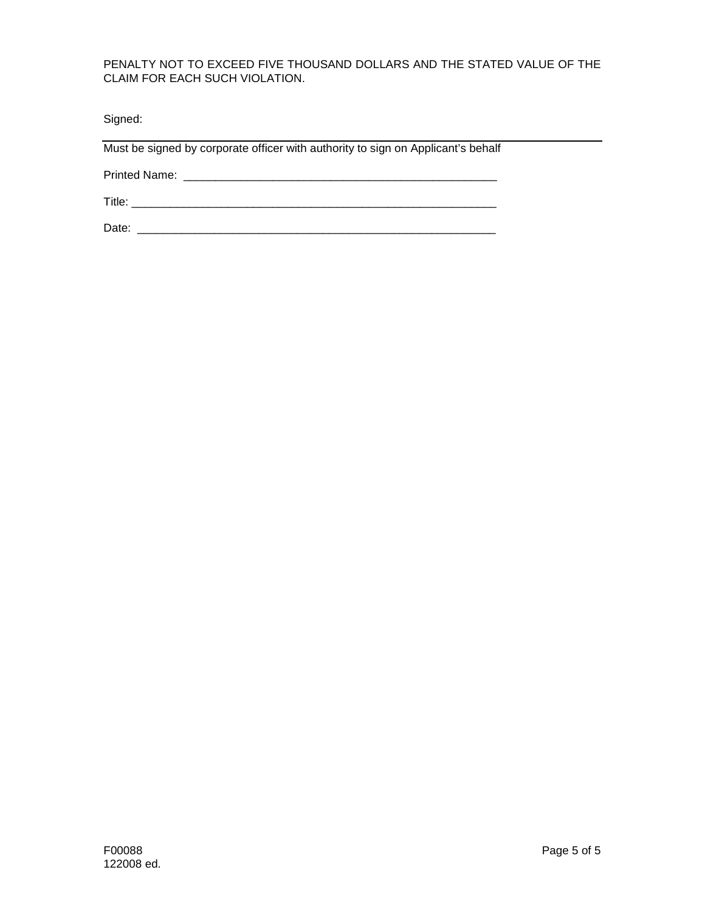PENALTY NOT TO EXCEED FIVE THOUSAND DOLLARS AND THE STATED VALUE OF THE CLAIM FOR EACH SUCH VIOLATION.

Signed:

_______________________________________________________________

Must be signed by corporate officer with authority to sign on Applicant's behalf

Printed Name: ______________________________________________

Title: _____________________________________________________

Date: _____________________________________________________

F00088
122008 ed.